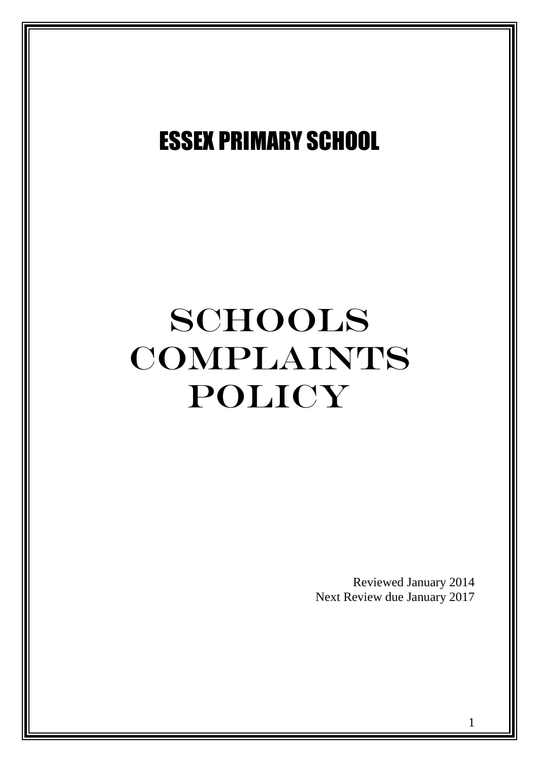# ESSEX PRIMARY SCHOOL

# SCHOOLS COMPLAINTS POLICY

Reviewed January 2014
Next Review due January 2017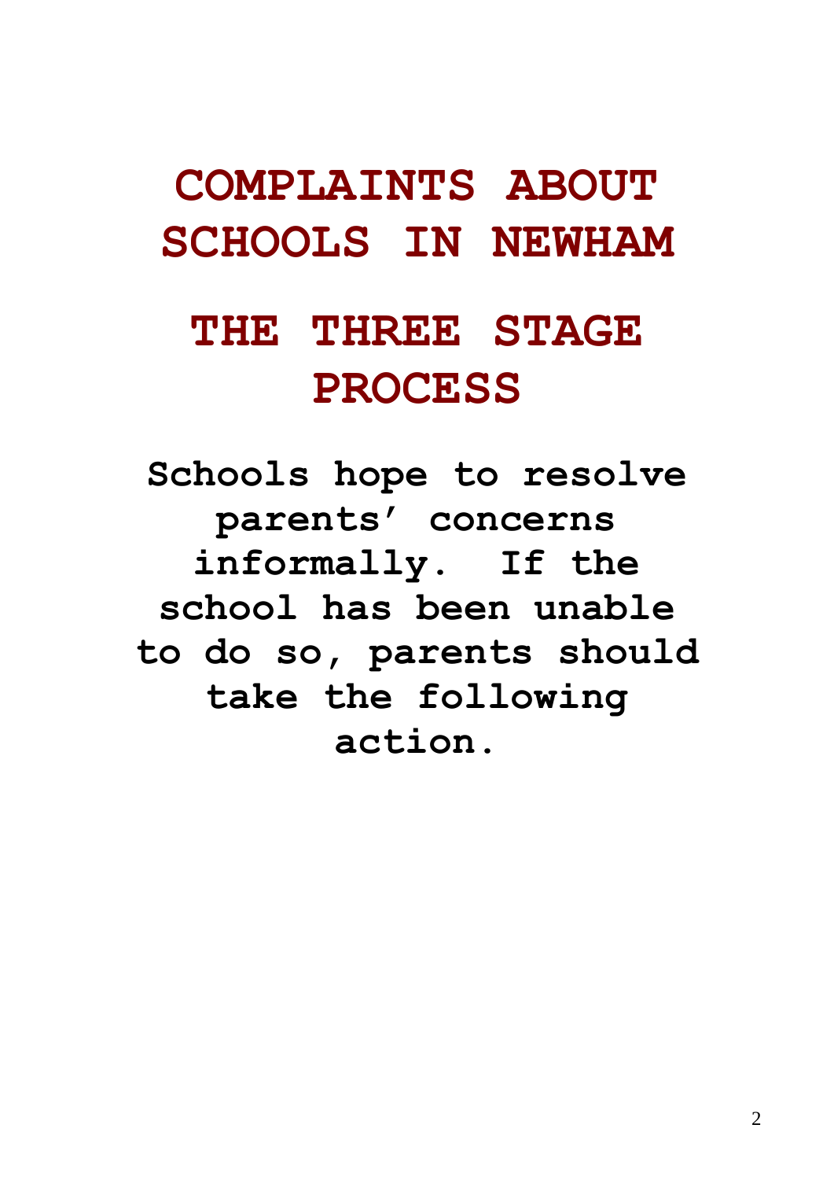# COMPLAINTS ABOUT SCHOOLS IN NEWHAM

# THE THREE STAGE PROCESS

**Schools hope to resolve parents' concerns informally. If the school has been unable to do so, parents should take the following action.**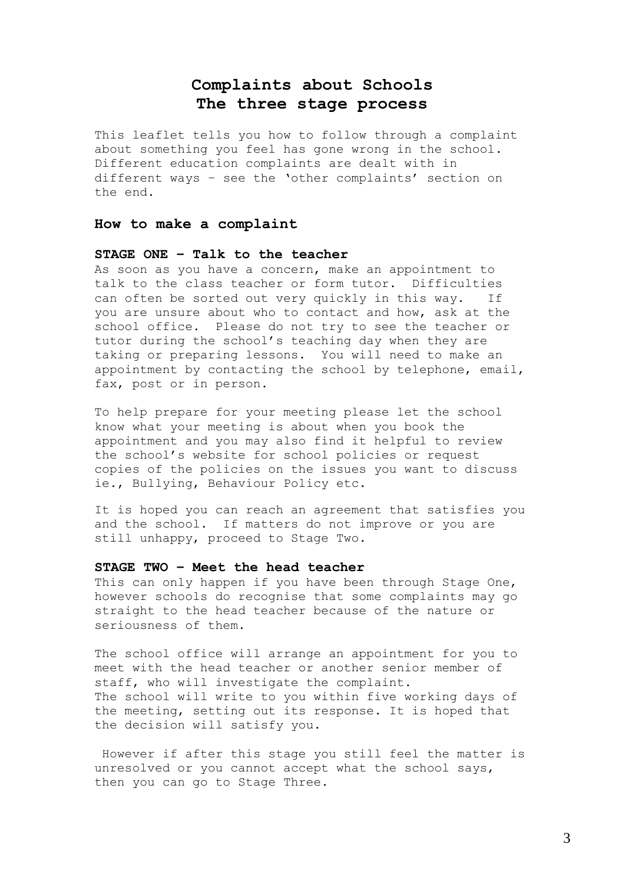# Complaints about Schools
# The three stage process

This leaflet tells you how to follow through a complaint about something you feel has gone wrong in the school. Different education complaints are dealt with in different ways – see the 'other complaints' section on the end.

## How to make a complaint

### STAGE ONE – Talk to the teacher

As soon as you have a concern, make an appointment to talk to the class teacher or form tutor. Difficulties can often be sorted out very quickly in this way. If you are unsure about who to contact and how, ask at the school office. Please do not try to see the teacher or tutor during the school's teaching day when they are taking or preparing lessons. You will need to make an appointment by contacting the school by telephone, email, fax, post or in person.

To help prepare for your meeting please let the school know what your meeting is about when you book the appointment and you may also find it helpful to review the school's website for school policies or request copies of the policies on the issues you want to discuss ie., Bullying, Behaviour Policy etc.

It is hoped you can reach an agreement that satisfies you and the school. If matters do not improve or you are still unhappy, proceed to Stage Two.

### STAGE TWO – Meet the head teacher

This can only happen if you have been through Stage One, however schools do recognise that some complaints may go straight to the head teacher because of the nature or seriousness of them.

The school office will arrange an appointment for you to meet with the head teacher or another senior member of staff, who will investigate the complaint.
The school will write to you within five working days of the meeting, setting out its response. It is hoped that the decision will satisfy you.

However if after this stage you still feel the matter is unresolved or you cannot accept what the school says, then you can go to Stage Three.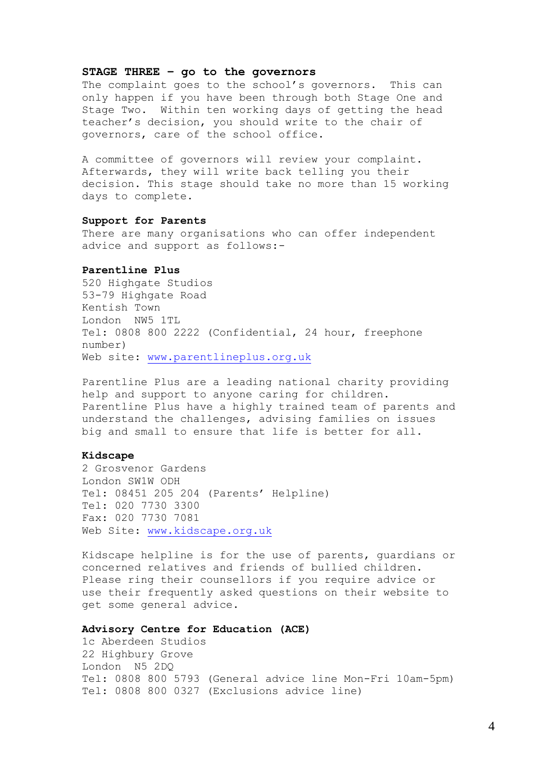**STAGE THREE – go to the governors**

The complaint goes to the school's governors. This can only happen if you have been through both Stage One and Stage Two. Within ten working days of getting the head teacher's decision, you should write to the chair of governors, care of the school office.

A committee of governors will review your complaint. Afterwards, they will write back telling you their decision. This stage should take no more than 15 working days to complete.

**Support for Parents**

There are many organisations who can offer independent advice and support as follows:-

**Parentline Plus**

520 Highgate Studios
53-79 Highgate Road
Kentish Town
London NW5 1TL
Tel: 0808 800 2222 (Confidential, 24 hour, freephone number)
Web site: www.parentlineplus.org.uk

Parentline Plus are a leading national charity providing help and support to anyone caring for children. Parentline Plus have a highly trained team of parents and understand the challenges, advising families on issues big and small to ensure that life is better for all.

**Kidscape**

2 Grosvenor Gardens
London SW1W ODH
Tel: 08451 205 204 (Parents' Helpline)
Tel: 020 7730 3300
Fax: 020 7730 7081
Web Site: www.kidscape.org.uk

Kidscape helpline is for the use of parents, guardians or concerned relatives and friends of bullied children. Please ring their counsellors if you require advice or use their frequently asked questions on their website to get some general advice.

**Advisory Centre for Education (ACE)**

1c Aberdeen Studios
22 Highbury Grove
London N5 2DQ
Tel: 0808 800 5793 (General advice line Mon-Fri 10am-5pm)
Tel: 0808 800 0327 (Exclusions advice line)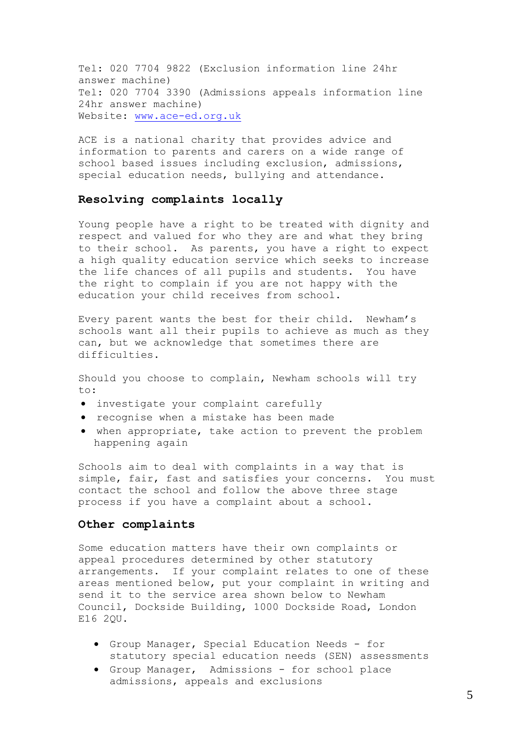Tel: 020 7704 9822 (Exclusion information line 24hr answer machine)
Tel: 020 7704 3390 (Admissions appeals information line 24hr answer machine)
Website: www.ace-ed.org.uk

ACE is a national charity that provides advice and information to parents and carers on a wide range of school based issues including exclusion, admissions, special education needs, bullying and attendance.

## Resolving complaints locally

Young people have a right to be treated with dignity and respect and valued for who they are and what they bring to their school. As parents, you have a right to expect a high quality education service which seeks to increase the life chances of all pupils and students. You have the right to complain if you are not happy with the education your child receives from school.

Every parent wants the best for their child. Newham's schools want all their pupils to achieve as much as they can, but we acknowledge that sometimes there are difficulties.

Should you choose to complain, Newham schools will try to:

- investigate your complaint carefully
- recognise when a mistake has been made
- when appropriate, take action to prevent the problem happening again

Schools aim to deal with complaints in a way that is simple, fair, fast and satisfies your concerns. You must contact the school and follow the above three stage process if you have a complaint about a school.

## Other complaints

Some education matters have their own complaints or appeal procedures determined by other statutory arrangements. If your complaint relates to one of these areas mentioned below, put your complaint in writing and send it to the service area shown below to Newham Council, Dockside Building, 1000 Dockside Road, London E16 2QU.

- Group Manager, Special Education Needs - for statutory special education needs (SEN) assessments
- Group Manager, Admissions - for school place admissions, appeals and exclusions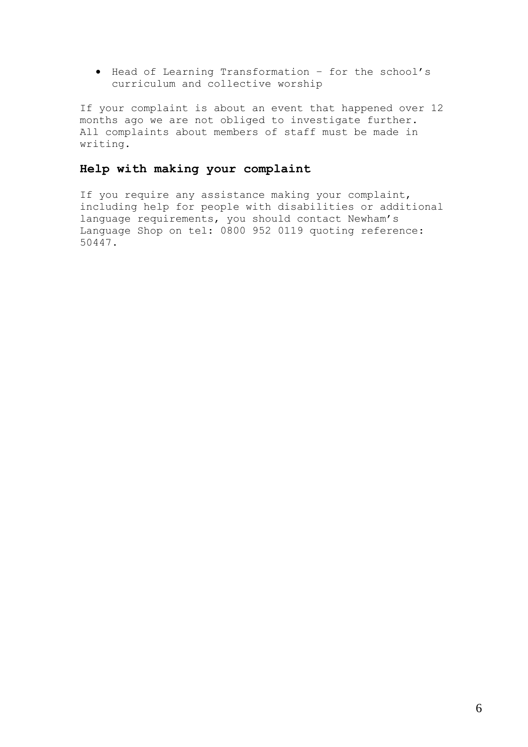- Head of Learning Transformation – for the school's curriculum and collective worship

If your complaint is about an event that happened over 12 months ago we are not obliged to investigate further. All complaints about members of staff must be made in writing.

## Help with making your complaint

If you require any assistance making your complaint, including help for people with disabilities or additional language requirements, you should contact Newham's Language Shop on tel: 0800 952 0119 quoting reference: 50447.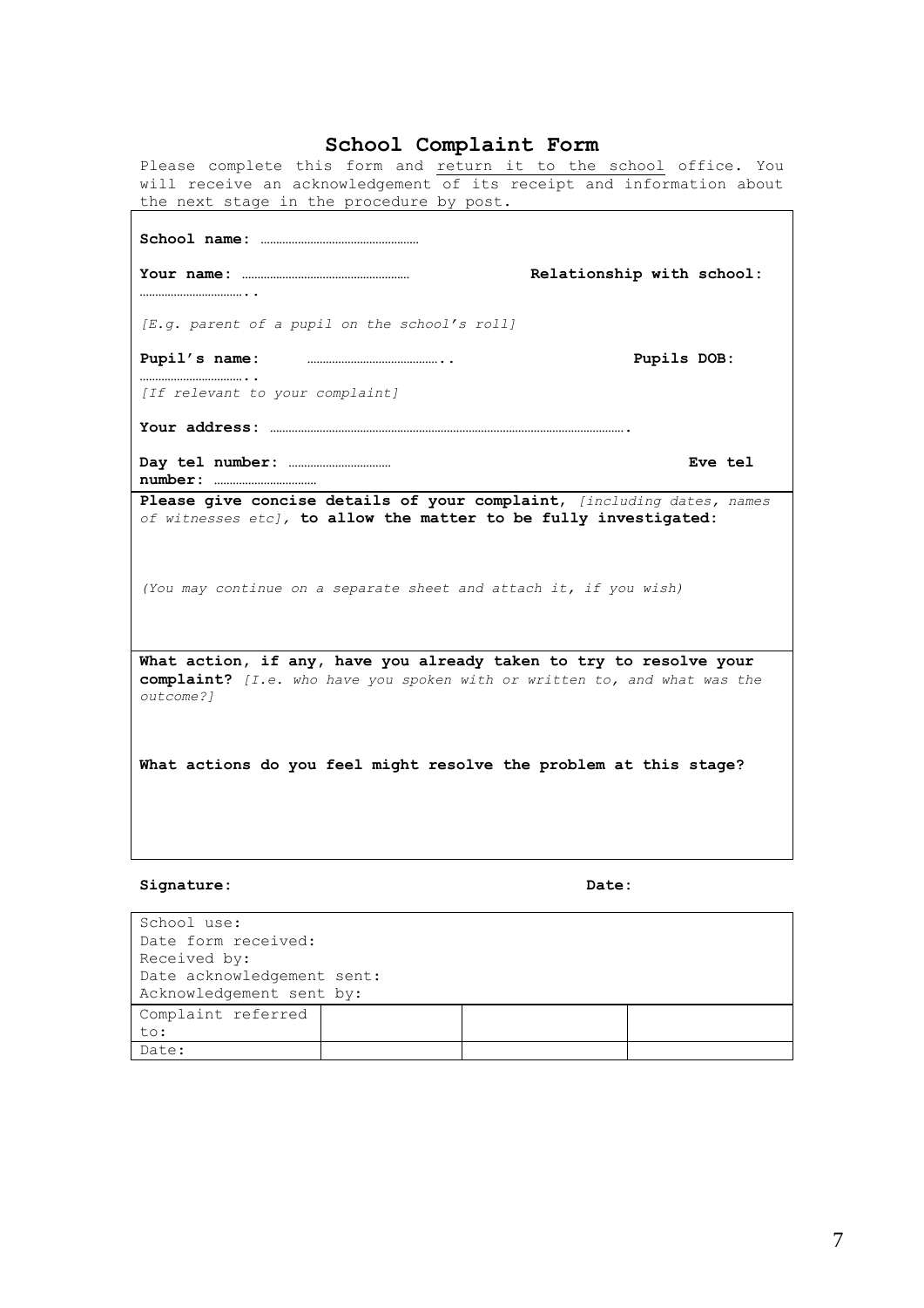# School Complaint Form

Please complete this form and return it to the school office. You will receive an acknowledgement of its receipt and information about the next stage in the procedure by post.

**School name:** ……………………………………………

**Your name:** ………………………………………………  **Relationship with school:** …………………………..

*[E.g. parent of a pupil on the school's roll]*

**Pupil's name:** …………………………………..  **Pupils DOB:** …………………………..

*[If relevant to your complaint]*

**Your address:** …………………………………………………………………………………………….

**Day tel number:** ……………………………  **Eve tel number:** ……………………………

**Please give concise details of your complaint,** *[including dates, names of witnesses etc]*, **to allow the matter to be fully investigated:**

*(You may continue on a separate sheet and attach it, if you wish)*

**What action, if any, have you already taken to try to resolve your complaint?** *[I.e. who have you spoken with or written to, and what was the outcome?]*

**What actions do you feel might resolve the problem at this stage?**

**Signature:**  **Date:**

School use:
Date form received:
Received by:
Date acknowledgement sent:
Acknowledgement sent by:

| Complaint referred to: | | | |
|---|---|---|---|
| Date: | | | |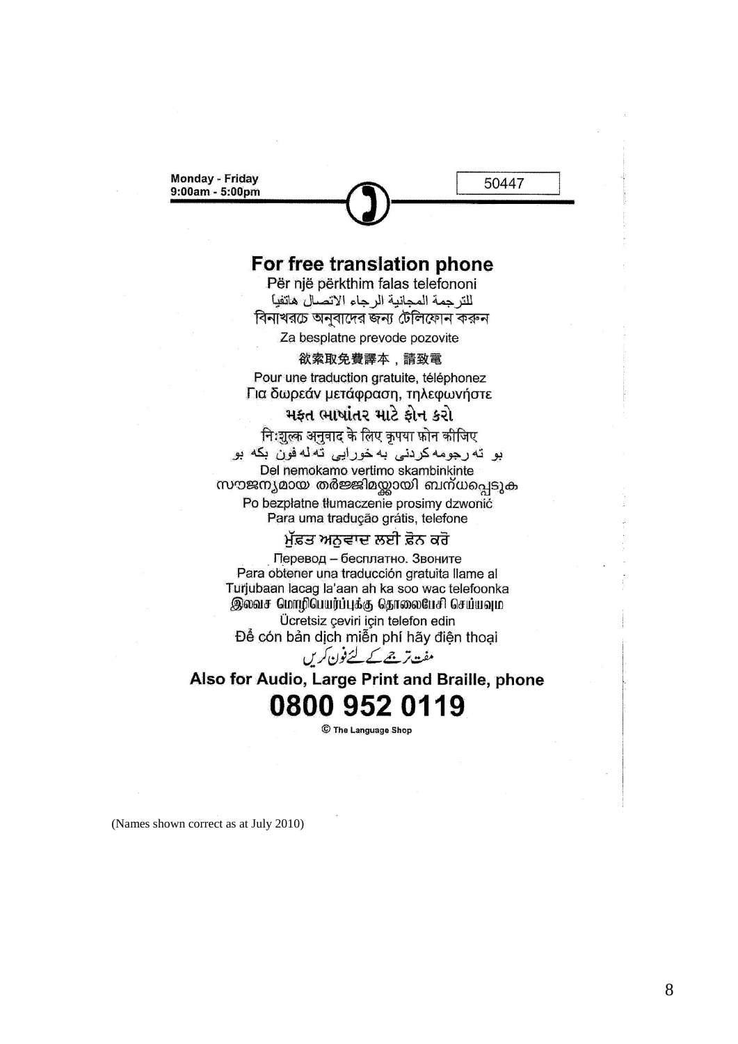Monday - Friday
9:00am - 5:00pm

50447

## For free translation phone

Për një përkthim falas telefononi

للترجمة المجانية الرجاء الاتصال هاتفيا

বিনাখরচে অনুবাদের জন্য টেলিফোন করুন

Za besplatne prevode pozovite

欲索取免費譯本，請致電

Pour une traduction gratuite, téléphonez

Για δωρεάν μετάφραση, τηλεφωνήστε

મફત ભાષાંતર માટે ફોન કરો

निःशुल्क अनुवाद के लिए कृपया फ़ोन कीजिए

بو ته رجومه کردنی به خورایی ته له فون بکه بو

Del nemokamo vertimo skambinkite

സൗജന്യമായ തർജ്ജിമയ്ക്കായി ബന്ധപ്പെടുക

Po bezpłatne tłumaczenie prosimy dzwonić

Para uma tradução grátis, telefone

ਮੁੱਫ਼ਤ ਅਨੁਵਾਦ ਲਈ ਫ਼ੋਨ ਕਰੋ

Перевод – бесплатно. Звоните

Para obtener una traducción gratuita llame al

Turjubaan lacag la'aan ah ka soo wac telefoonka

இலவச மொழிபெயர்ப்புக்கு தொலைபேசி செய்யவும்

Ücretsiz çeviri için telefon edin

Để cón bản dịch miễn phí hãy điện thoại

مفت ترجمے کے لئے فون کریں

**Also for Audio, Large Print and Braille, phone**

# 0800 952 0119

© The Language Shop

(Names shown correct as at July 2010)